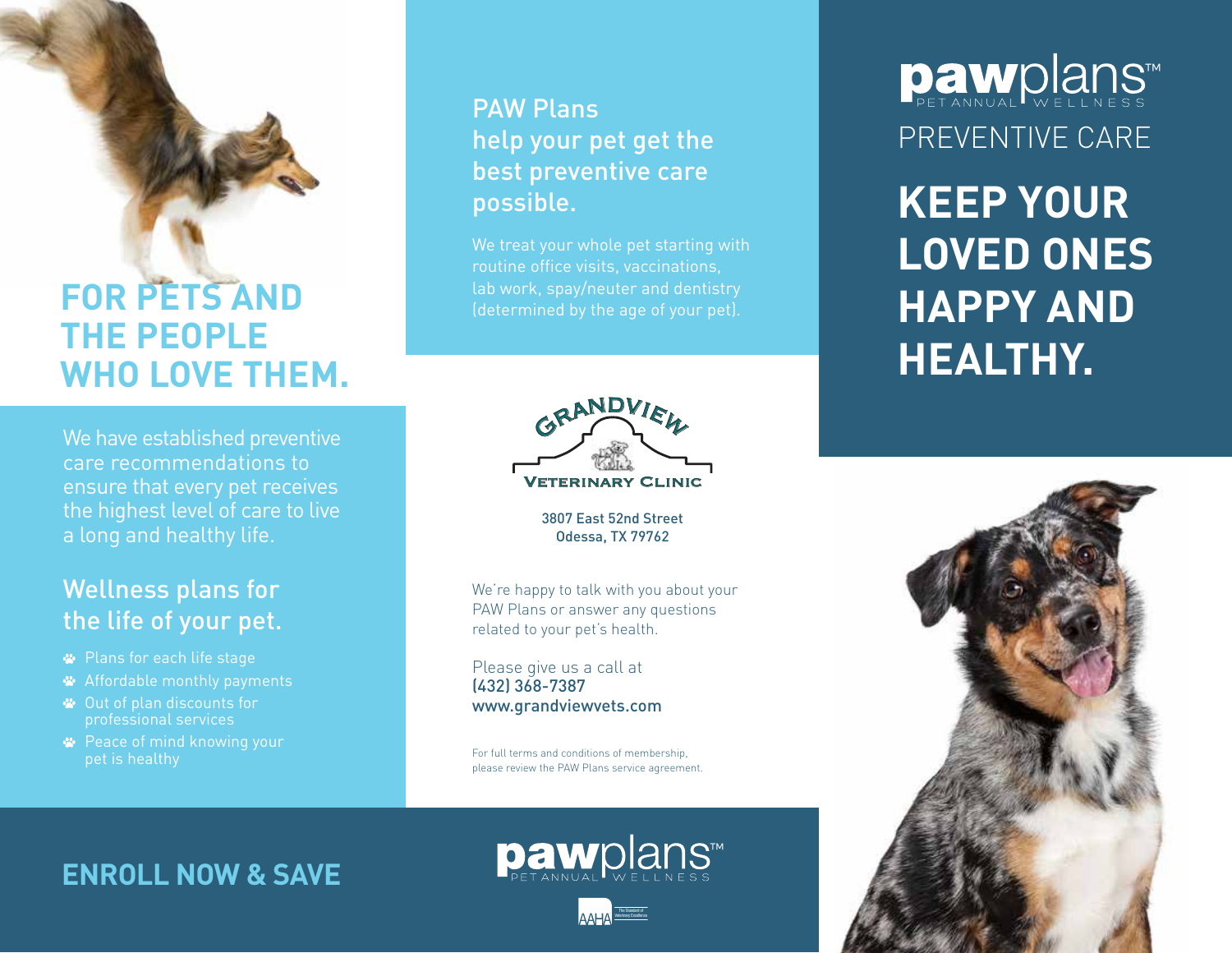# FOR PETS AND THE PEOPLE WHO LOVE THEM.

We have established preventive care recommendations to ensure that every pet receives the highest level of care to live a long and healthy life.

## Wellness plans for the life of your pet.

- Plans for each life stage
- Affordable monthly payments
- Out of plan discounts for professional services
- Peace of mind knowing your pet is healthy

## ENROLL NOW & SAVE

## PAW Plans help your pet get the best preventive care possible.

We treat your whole pet starting with routine office visits, vaccinations, lab work, spay/neuter and dentistry (determined by the age of your pet).

GRANDVIEW VETERINARY CLINIC

3807 East 52nd Street
Odessa, TX 79762

We're happy to talk with you about your PAW Plans or answer any questions related to your pet's health.

Please give us a call at
(432) 368-7387
www.grandviewvets.com

For full terms and conditions of membership, please review the PAW Plans service agreement.

pawplans™ PET ANNUAL WELLNESS

AAHA The Standard of Veterinary Excellence

pawplans™ PET ANNUAL WELLNESS

PREVENTIVE CARE

# KEEP YOUR LOVED ONES HAPPY AND HEALTHY.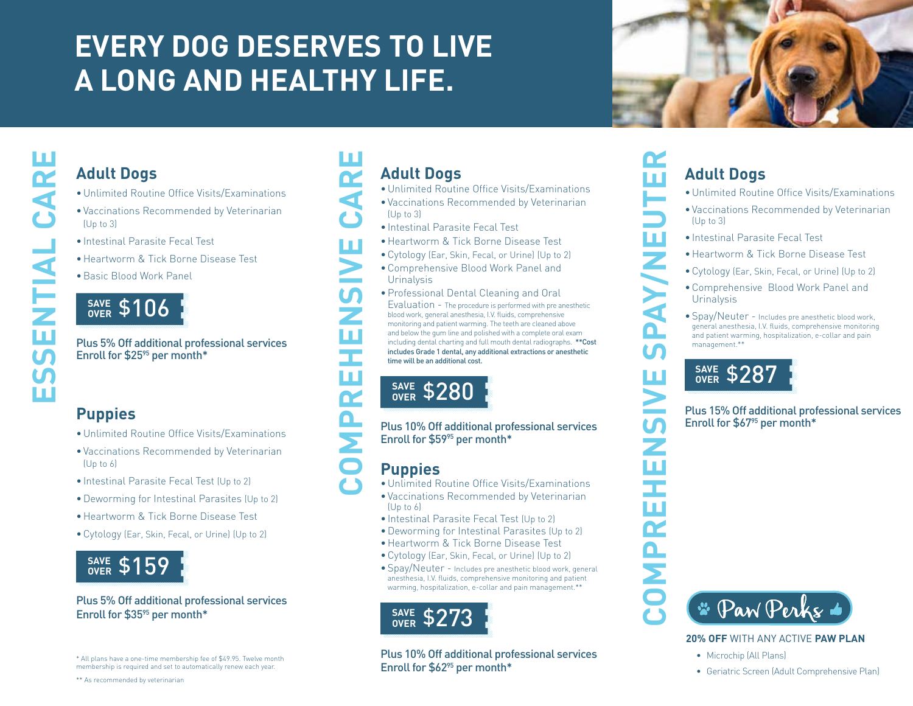# EVERY DOG DESERVES TO LIVE A LONG AND HEALTHY LIFE.

## ESSENTIAL CARE

### Adult Dogs

- Unlimited Routine Office Visits/Examinations
- Vaccinations Recommended by Veterinarian (Up to 3)
- Intestinal Parasite Fecal Test
- Heartworm & Tick Borne Disease Test
- Basic Blood Work Panel

**SAVE OVER $106**

Plus 5% Off additional professional services
Enroll for $25[95] per month*

### Puppies

- Unlimited Routine Office Visits/Examinations
- Vaccinations Recommended by Veterinarian (Up to 6)
- Intestinal Parasite Fecal Test (Up to 2)
- Deworming for Intestinal Parasites (Up to 2)
- Heartworm & Tick Borne Disease Test
- Cytology (Ear, Skin, Fecal, or Urine) (Up to 2)

**SAVE OVER $159**

Plus 5% Off additional professional services
Enroll for $35[95] per month*

## COMPREHENSIVE CARE

### Adult Dogs

- Unlimited Routine Office Visits/Examinations
- Vaccinations Recommended by Veterinarian (Up to 3)
- Intestinal Parasite Fecal Test
- Heartworm & Tick Borne Disease Test
- Cytology (Ear, Skin, Fecal, or Urine) (Up to 2)
- Comprehensive Blood Work Panel and Urinalysis
- Professional Dental Cleaning and Oral Evaluation - The procedure is performed with pre anesthetic blood work, general anesthesia, I.V. fluids, comprehensive monitoring and patient warming. The teeth are cleaned above and below the gum line and polished with a complete oral exam including dental charting and full mouth dental radiographs. **\*\*Cost includes Grade 1 dental, any additional extractions or anesthetic time will be an additional cost.**

**SAVE OVER $280**

Plus 10% Off additional professional services
Enroll for $59[95] per month*

### Puppies

- Unlimited Routine Office Visits/Examinations
- Vaccinations Recommended by Veterinarian (Up to 6)
- Intestinal Parasite Fecal Test (Up to 2)
- Deworming for Intestinal Parasites (Up to 2)
- Heartworm & Tick Borne Disease Test
- Cytology (Ear, Skin, Fecal, or Urine) (Up to 2)
- Spay/Neuter - Includes pre anesthetic blood work, general anesthesia, I.V. fluids, comprehensive monitoring and patient warming, hospitalization, e-collar and pain management.**

**SAVE OVER $273**

Plus 10% Off additional professional services
Enroll for $62[95] per month*

## COMPREHENSIVE SPAY/NEUTER

### Adult Dogs

- Unlimited Routine Office Visits/Examinations
- Vaccinations Recommended by Veterinarian (Up to 3)
- Intestinal Parasite Fecal Test
- Heartworm & Tick Borne Disease Test
- Cytology (Ear, Skin, Fecal, or Urine) (Up to 2)
- Comprehensive Blood Work Panel and Urinalysis
- Spay/Neuter - Includes pre anesthetic blood work, general anesthesia, I.V. fluids, comprehensive monitoring and patient warming, hospitalization, e-collar and pain management.**

**SAVE OVER $287**

Plus 15% Off additional professional services
Enroll for $67[95] per month*

### Paw Perks

**20% OFF** WITH ANY ACTIVE **PAW PLAN**

- Microchip (All Plans)
- Geriatric Screen (Adult Comprehensive Plan)

\* All plans have a one-time membership fee of $49.95. Twelve month membership is required and set to automatically renew each year.

\*\* As recommended by veterinarian